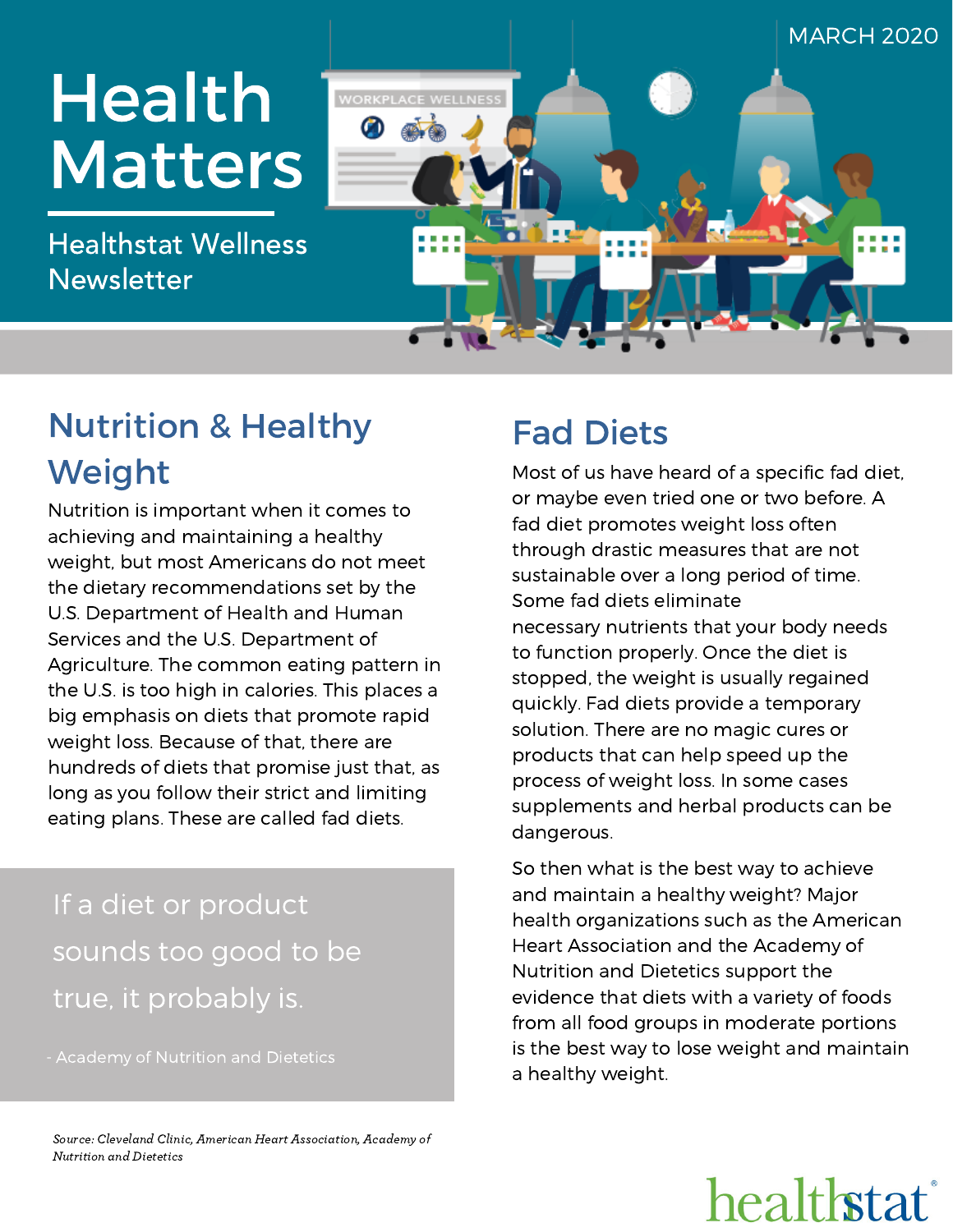MARCH 2020

# Health Matters

Healthstat Wellness Newsletter

## Nutrition & Healthy Weight

Nutrition is important when it comes to achieving and maintaining a healthy weight, but most Americans do not meet the dietary recommendations set by the U.S. Department of Health and Human Services and the U.S. Department of Agriculture. The common eating pattern in the U.S. is too high in calories. This places a big emphasis on diets that promote rapid weight loss. Because of that, there are hundreds of diets that promise just that, as long as you follow their strict and limiting eating plans. These are called fad diets.

> If a diet or product sounds too good to be true, it probably is.
>
> \- Academy of Nutrition and Dietetics

*Source: Cleveland Clinic, American Heart Association, Academy of Nutrition and Dietetics*

## Fad Diets

Most of us have heard of a specific fad diet, or maybe even tried one or two before. A fad diet promotes weight loss often through drastic measures that are not sustainable over a long period of time. Some fad diets eliminate necessary nutrients that your body needs to function properly. Once the diet is stopped, the weight is usually regained quickly. Fad diets provide a temporary solution. There are no magic cures or products that can help speed up the process of weight loss. In some cases supplements and herbal products can be dangerous.

So then what is the best way to achieve and maintain a healthy weight? Major health organizations such as the American Heart Association and the Academy of Nutrition and Dietetics support the evidence that diets with a variety of foods from all food groups in moderate portions is the best way to lose weight and maintain a healthy weight.

healthstat®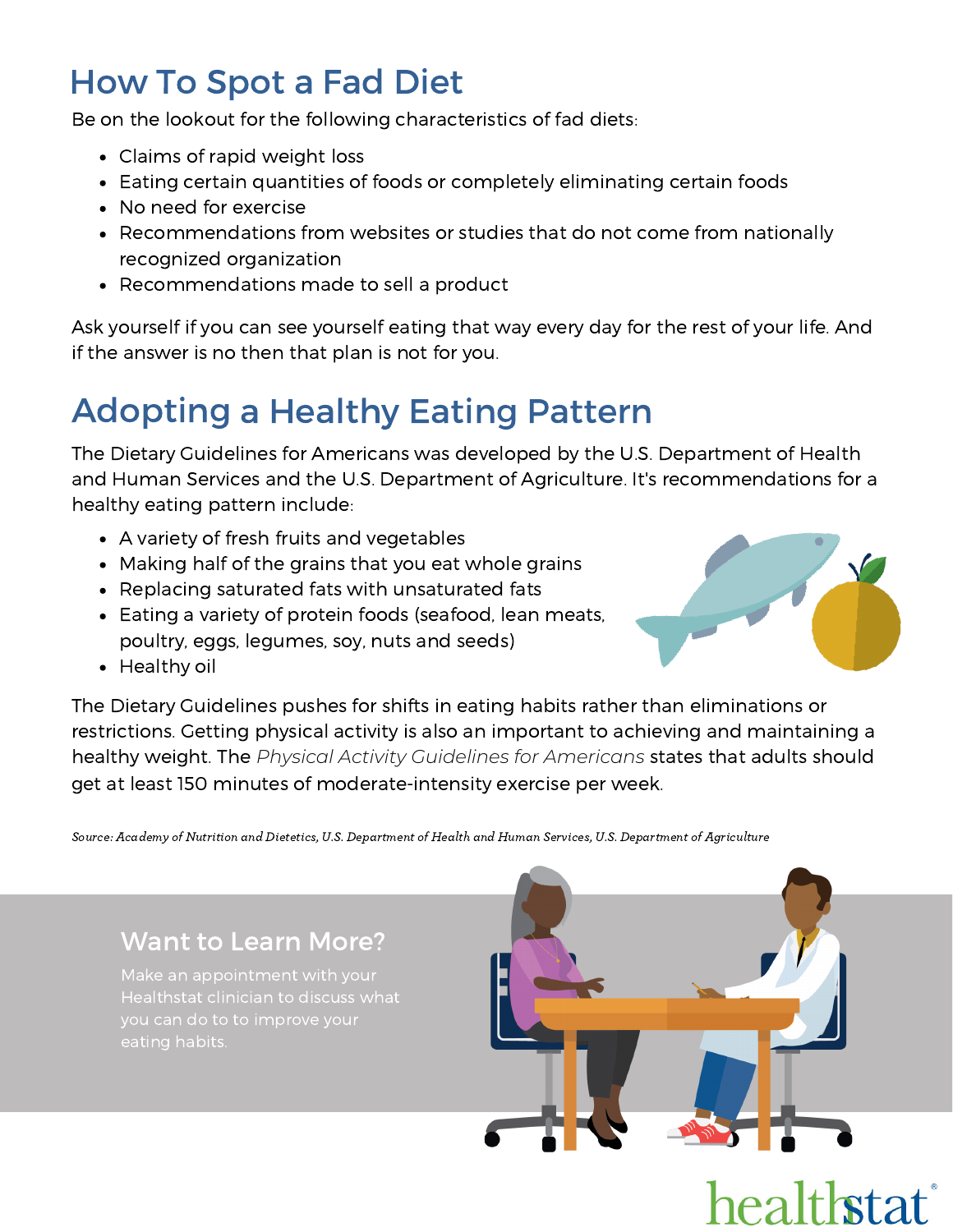## How To Spot a Fad Diet

Be on the lookout for the following characteristics of fad diets:

- Claims of rapid weight loss
- Eating certain quantities of foods or completely eliminating certain foods
- No need for exercise
- Recommendations from websites or studies that do not come from nationally recognized organization
- Recommendations made to sell a product

Ask yourself if you can see yourself eating that way every day for the rest of your life. And if the answer is no then that plan is not for you.

## Adopting a Healthy Eating Pattern

The Dietary Guidelines for Americans was developed by the U.S. Department of Health and Human Services and the U.S. Department of Agriculture. It's recommendations for a healthy eating pattern include:

- A variety of fresh fruits and vegetables
- Making half of the grains that you eat whole grains
- Replacing saturated fats with unsaturated fats
- Eating a variety of protein foods (seafood, lean meats, poultry, eggs, legumes, soy, nuts and seeds)
- Healthy oil

The Dietary Guidelines pushes for shifts in eating habits rather than eliminations or restrictions. Getting physical activity is also an important to achieving and maintaining a healthy weight. The *Physical Activity Guidelines for Americans* states that adults should get at least 150 minutes of moderate-intensity exercise per week.

*Source: Academy of Nutrition and Dietetics, U.S. Department of Health and Human Services, U.S. Department of Agriculture*

### Want to Learn More?

Make an appointment with your Healthstat clinician to discuss what you can do to to improve your eating habits.

healthstat